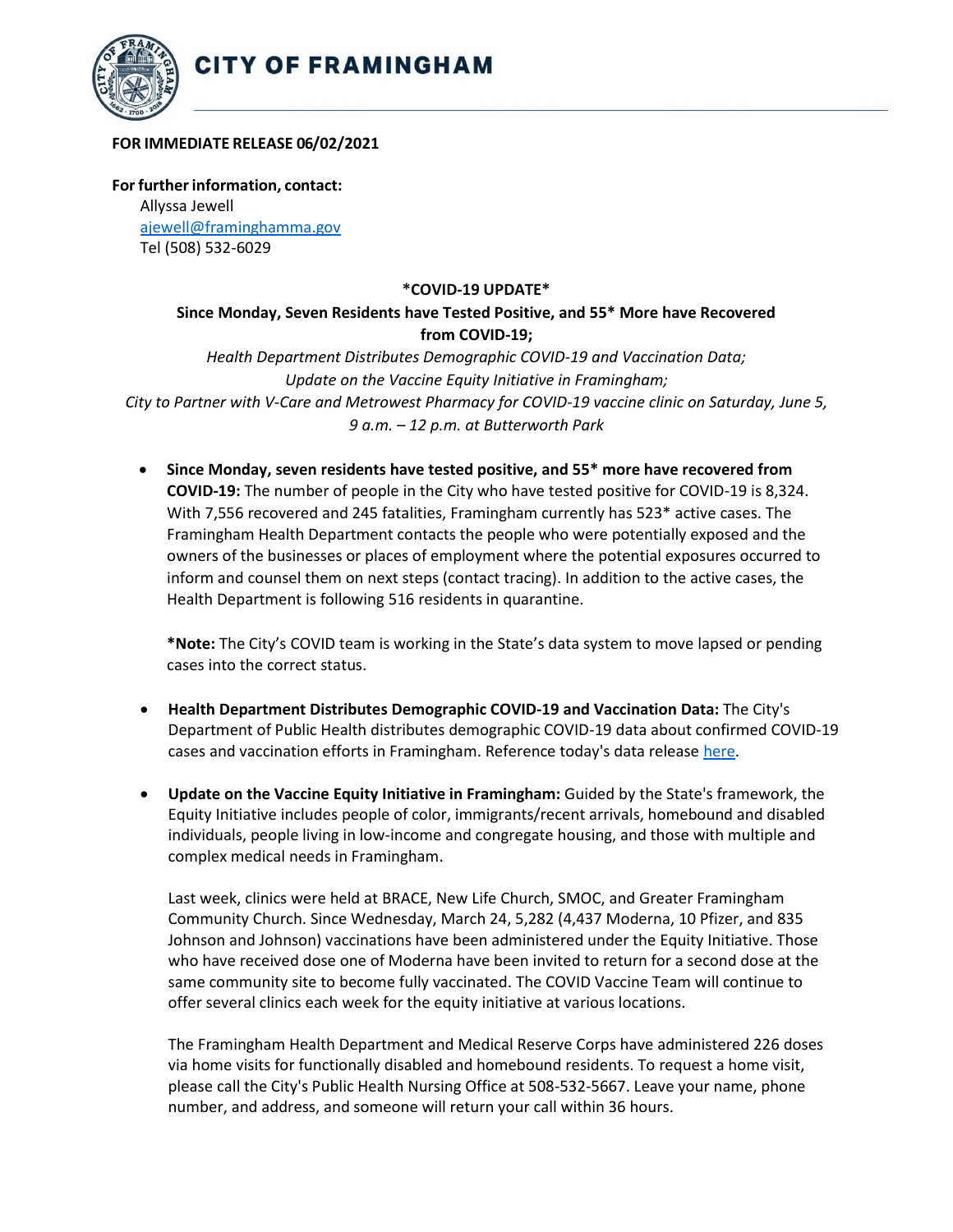# CITY OF FRAMINGHAM

**FOR IMMEDIATE RELEASE 06/02/2021**

**For further information, contact:**
Allyssa Jewell
ajewell@framinghamma.gov
Tel (508) 532-6029

**\*COVID-19 UPDATE\***

**Since Monday, Seven Residents have Tested Positive, and 55\* More have Recovered from COVID-19;**

*Health Department Distributes Demographic COVID-19 and Vaccination Data;*
*Update on the Vaccine Equity Initiative in Framingham;*
*City to Partner with V-Care and Metrowest Pharmacy for COVID-19 vaccine clinic on Saturday, June 5, 9 a.m. – 12 p.m. at Butterworth Park*

- **Since Monday, seven residents have tested positive, and 55\* more have recovered from COVID-19:** The number of people in the City who have tested positive for COVID-19 is 8,324. With 7,556 recovered and 245 fatalities, Framingham currently has 523\* active cases. The Framingham Health Department contacts the people who were potentially exposed and the owners of the businesses or places of employment where the potential exposures occurred to inform and counsel them on next steps (contact tracing). In addition to the active cases, the Health Department is following 516 residents in quarantine.

  **\*Note:** The City's COVID team is working in the State's data system to move lapsed or pending cases into the correct status.

- **Health Department Distributes Demographic COVID-19 and Vaccination Data:** The City's Department of Public Health distributes demographic COVID-19 data about confirmed COVID-19 cases and vaccination efforts in Framingham. Reference today's data release here.

- **Update on the Vaccine Equity Initiative in Framingham:** Guided by the State's framework, the Equity Initiative includes people of color, immigrants/recent arrivals, homebound and disabled individuals, people living in low-income and congregate housing, and those with multiple and complex medical needs in Framingham.

  Last week, clinics were held at BRACE, New Life Church, SMOC, and Greater Framingham Community Church. Since Wednesday, March 24, 5,282 (4,437 Moderna, 10 Pfizer, and 835 Johnson and Johnson) vaccinations have been administered under the Equity Initiative. Those who have received dose one of Moderna have been invited to return for a second dose at the same community site to become fully vaccinated. The COVID Vaccine Team will continue to offer several clinics each week for the equity initiative at various locations.

  The Framingham Health Department and Medical Reserve Corps have administered 226 doses via home visits for functionally disabled and homebound residents. To request a home visit, please call the City's Public Health Nursing Office at 508-532-5667. Leave your name, phone number, and address, and someone will return your call within 36 hours.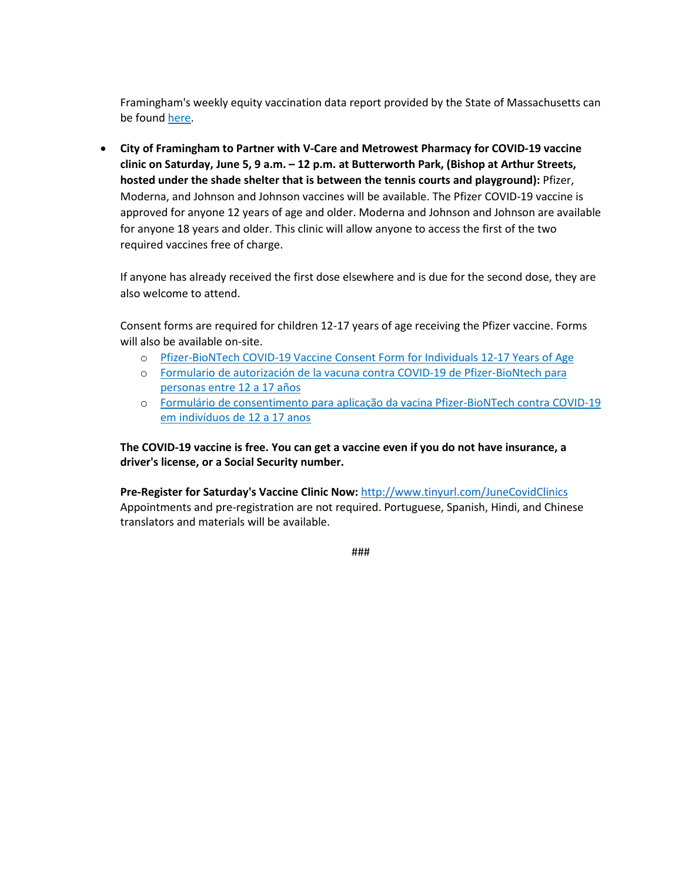Framingham's weekly equity vaccination data report provided by the State of Massachusetts can be found [here](#).

- **City of Framingham to Partner with V-Care and Metrowest Pharmacy for COVID-19 vaccine clinic on Saturday, June 5, 9 a.m. – 12 p.m. at Butterworth Park, (Bishop at Arthur Streets, hosted under the shade shelter that is between the tennis courts and playground):** Pfizer, Moderna, and Johnson and Johnson vaccines will be available. The Pfizer COVID-19 vaccine is approved for anyone 12 years of age and older. Moderna and Johnson and Johnson are available for anyone 18 years and older. This clinic will allow anyone to access the first of the two required vaccines free of charge.

  If anyone has already received the first dose elsewhere and is due for the second dose, they are also welcome to attend.

  Consent forms are required for children 12-17 years of age receiving the Pfizer vaccine. Forms will also be available on-site.

  - [Pfizer-BioNTech COVID-19 Vaccine Consent Form for Individuals 12-17 Years of Age](#)
  - [Formulario de autorización de la vacuna contra COVID-19 de Pfizer-BioNtech para personas entre 12 a 17 años](#)
  - [Formulário de consentimento para aplicação da vacina Pfizer-BioNTech contra COVID-19 em indivíduos de 12 a 17 anos](#)

  **The COVID-19 vaccine is free. You can get a vaccine even if you do not have insurance, a driver's license, or a Social Security number.**

  **Pre-Register for Saturday's Vaccine Clinic Now:** [http://www.tinyurl.com/JuneCovidClinics](http://www.tinyurl.com/JuneCovidClinics)
  Appointments and pre-registration are not required. Portuguese, Spanish, Hindi, and Chinese translators and materials will be available.

###